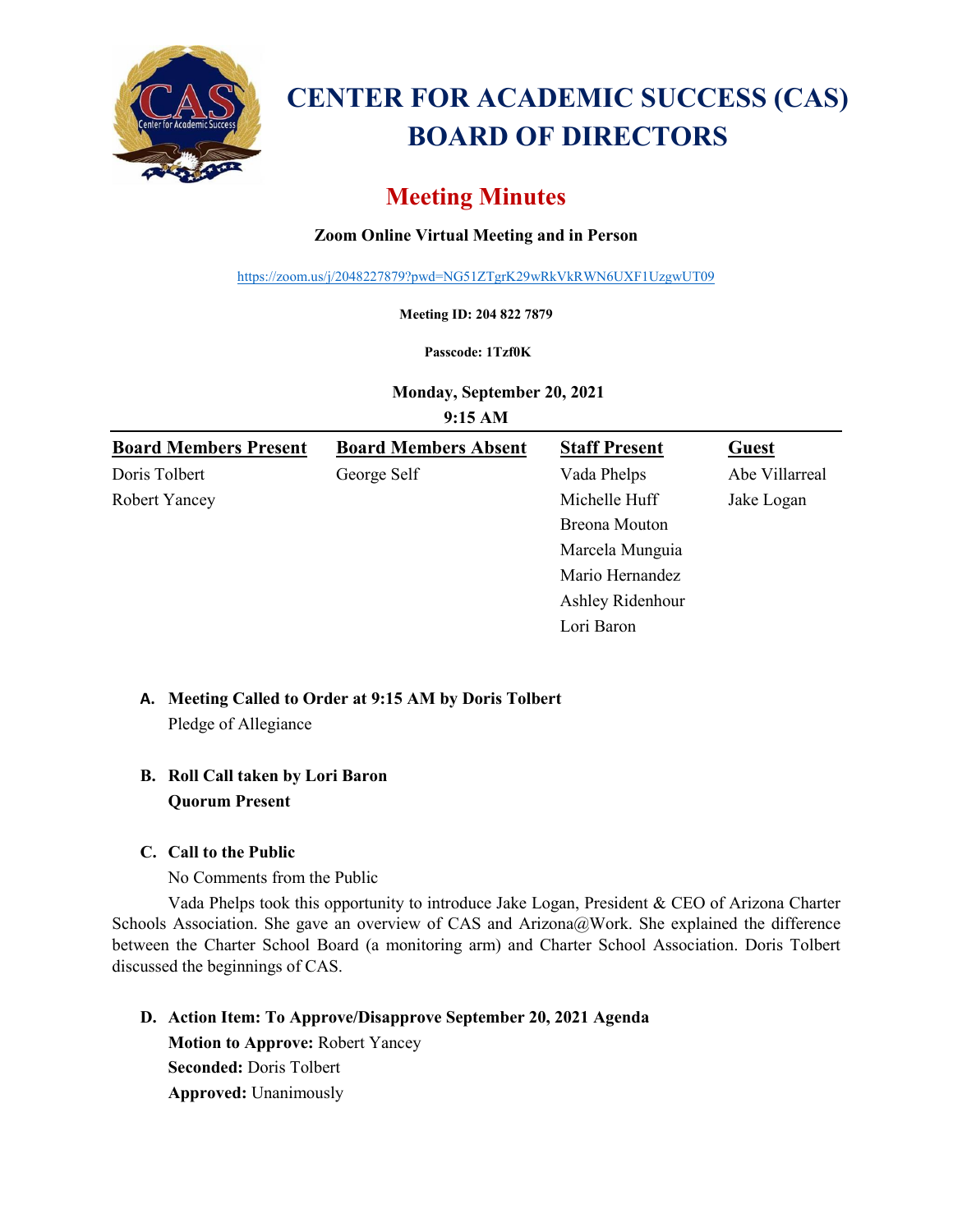# CENTER FOR ACADEMIC SUCCESS (CAS) BOARD OF DIRECTORS

## Meeting Minutes

**Zoom Online Virtual Meeting and in Person**

https://zoom.us/j/2048227879?pwd=NG51ZTgrK29wRkVkRWN6UXF1UzgwUT09

**Meeting ID: 204 822 7879**

**Passcode: 1Tzf0K**

**Monday, September 20, 2021**
**9:15 AM**

| Board Members Present | Board Members Absent | Staff Present | Guest |
|---|---|---|---|
| Doris Tolbert | George Self | Vada Phelps | Abe Villarreal |
| Robert Yancey | | Michelle Huff | Jake Logan |
| | | Breona Mouton | |
| | | Marcela Munguia | |
| | | Mario Hernandez | |
| | | Ashley Ridenhour | |
| | | Lori Baron | |

**A. Meeting Called to Order at 9:15 AM by Doris Tolbert**
Pledge of Allegiance

**B. Roll Call taken by Lori Baron**
**Quorum Present**

**C. Call to the Public**
No Comments from the Public
Vada Phelps took this opportunity to introduce Jake Logan, President & CEO of Arizona Charter Schools Association. She gave an overview of CAS and Arizona@Work. She explained the difference between the Charter School Board (a monitoring arm) and Charter School Association. Doris Tolbert discussed the beginnings of CAS.

**D. Action Item: To Approve/Disapprove September 20, 2021 Agenda**
**Motion to Approve:** Robert Yancey
**Seconded:** Doris Tolbert
**Approved:** Unanimously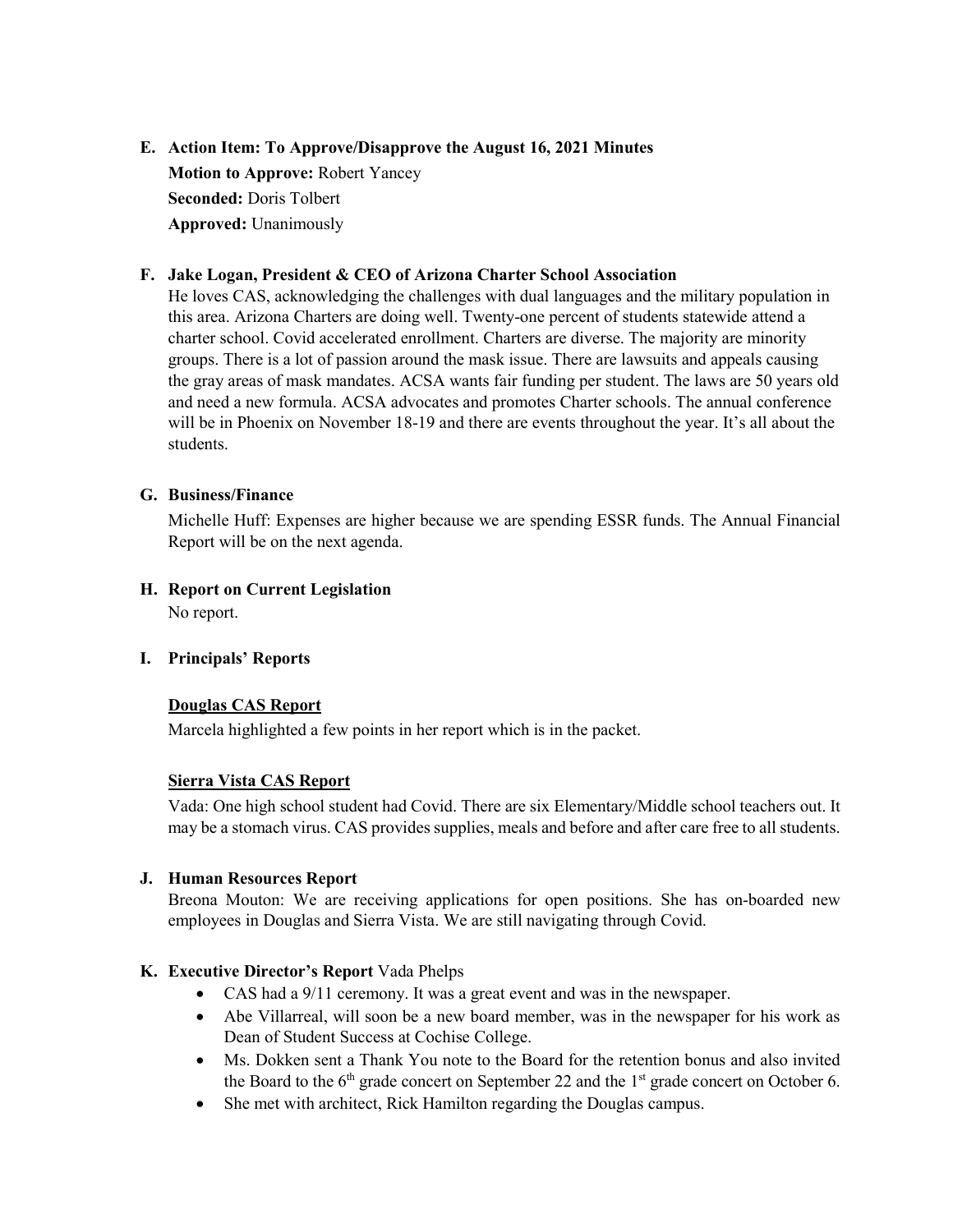**E. Action Item: To Approve/Disapprove the August 16, 2021 Minutes**

**Motion to Approve:** Robert Yancey

**Seconded:** Doris Tolbert

**Approved:** Unanimously

**F. Jake Logan, President & CEO of Arizona Charter School Association**

He loves CAS, acknowledging the challenges with dual languages and the military population in this area. Arizona Charters are doing well. Twenty-one percent of students statewide attend a charter school. Covid accelerated enrollment. Charters are diverse. The majority are minority groups. There is a lot of passion around the mask issue. There are lawsuits and appeals causing the gray areas of mask mandates. ACSA wants fair funding per student. The laws are 50 years old and need a new formula. ACSA advocates and promotes Charter schools. The annual conference will be in Phoenix on November 18-19 and there are events throughout the year. It's all about the students.

**G. Business/Finance**

Michelle Huff: Expenses are higher because we are spending ESSR funds. The Annual Financial Report will be on the next agenda.

**H. Report on Current Legislation**

No report.

**I. Principals' Reports**

**Douglas CAS Report**

Marcela highlighted a few points in her report which is in the packet.

**Sierra Vista CAS Report**

Vada: One high school student had Covid. There are six Elementary/Middle school teachers out. It may be a stomach virus. CAS provides supplies, meals and before and after care free to all students.

**J. Human Resources Report**

Breona Mouton: We are receiving applications for open positions. She has on-boarded new employees in Douglas and Sierra Vista. We are still navigating through Covid.

**K. Executive Director's Report** Vada Phelps

- CAS had a 9/11 ceremony. It was a great event and was in the newspaper.
- Abe Villarreal, will soon be a new board member, was in the newspaper for his work as Dean of Student Success at Cochise College.
- Ms. Dokken sent a Thank You note to the Board for the retention bonus and also invited the Board to the 6th grade concert on September 22 and the 1st grade concert on October 6.
- She met with architect, Rick Hamilton regarding the Douglas campus.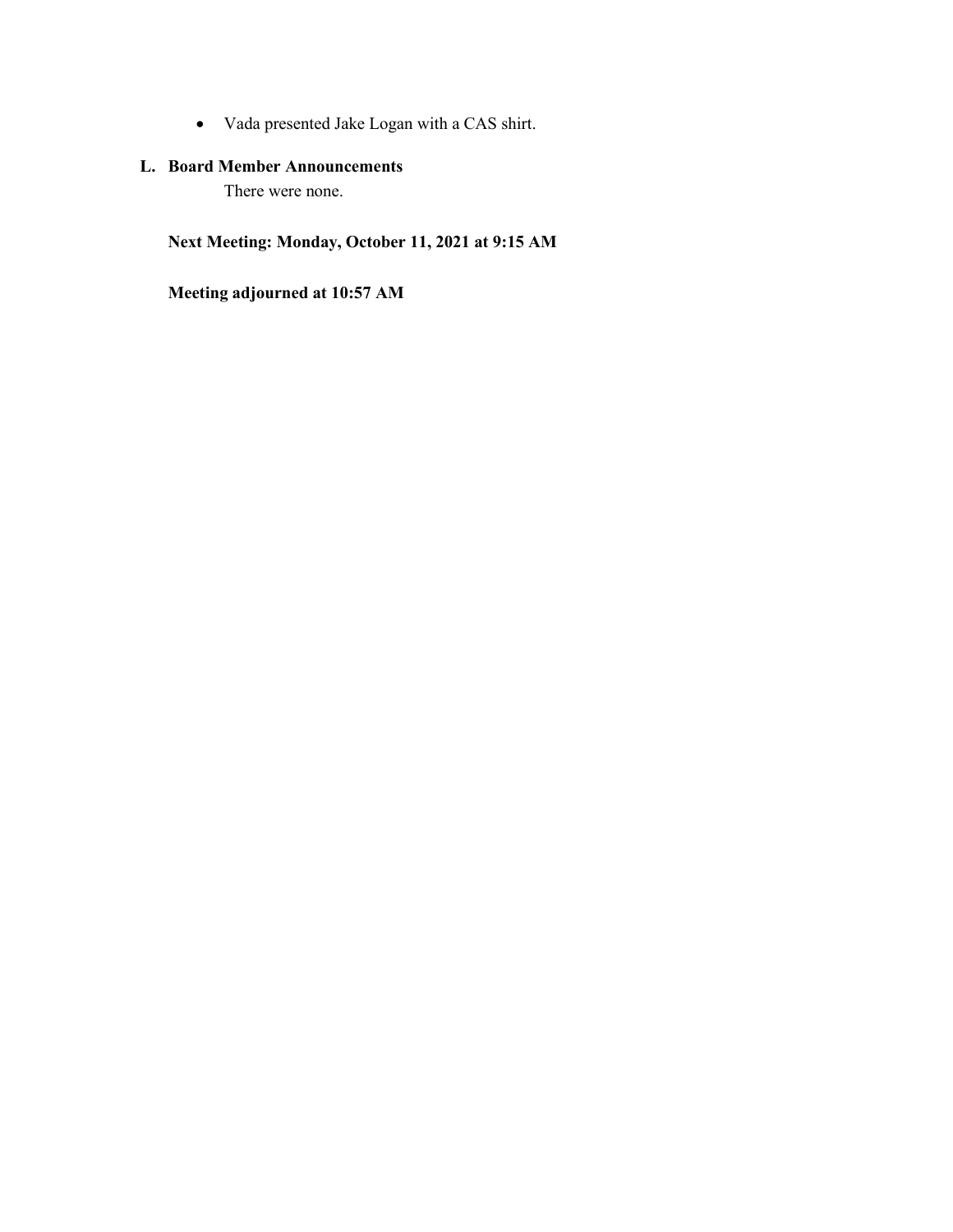- Vada presented Jake Logan with a CAS shirt.

**L. Board Member Announcements**

There were none.

**Next Meeting: Monday, October 11, 2021 at 9:15 AM**

**Meeting adjourned at 10:57 AM**